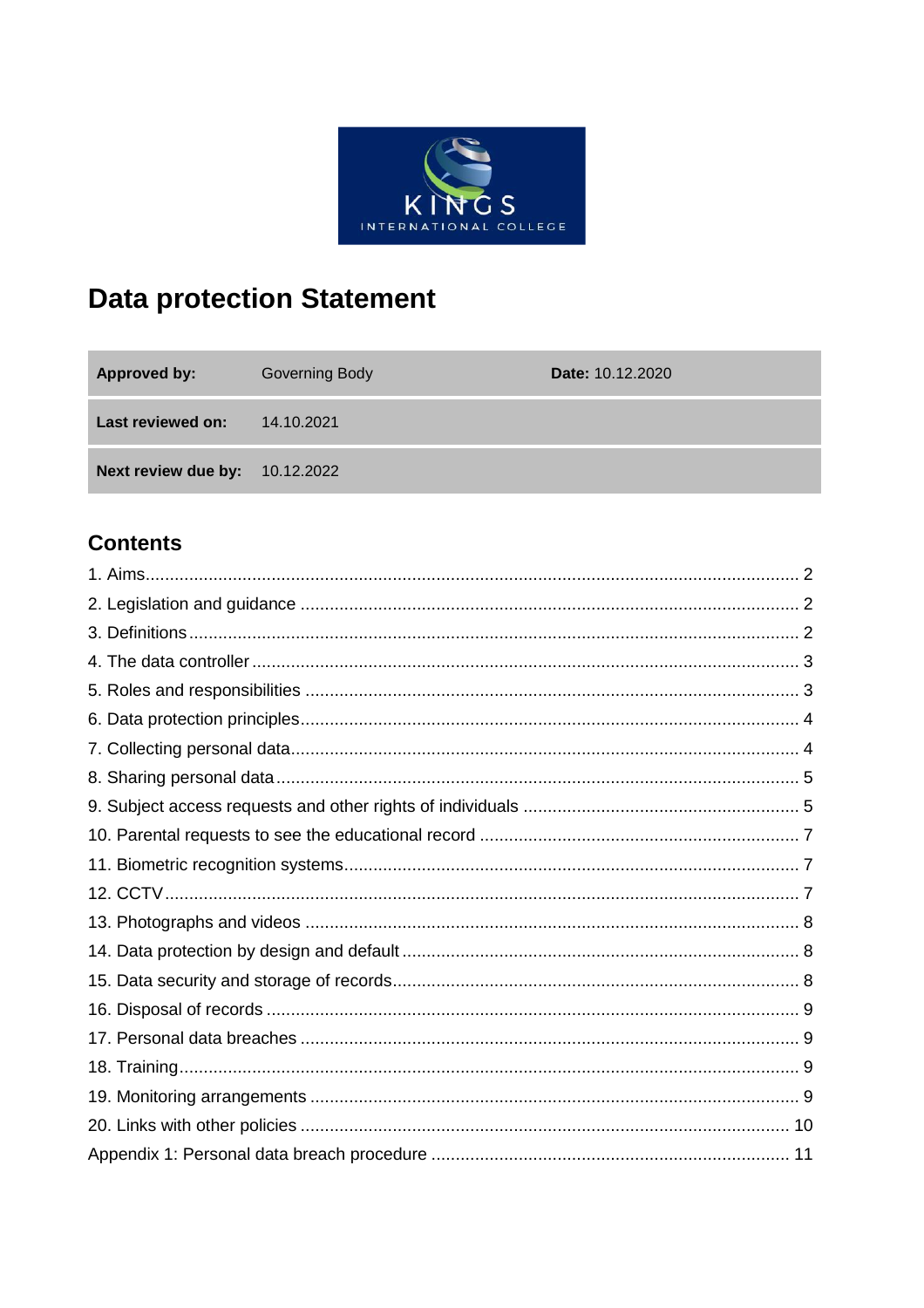# Data protection Statement

| **Approved by:** | Governing Body | **Date:** 10.12.2020 |
|---|---|---|
| **Last reviewed on:** | 14.10.2021 | |
| **Next review due by:** | 10.12.2022 | |

## Contents

1. Aims ..... 2
2. Legislation and guidance ..... 2
3. Definitions ..... 2
4. The data controller ..... 3
5. Roles and responsibilities ..... 3
6. Data protection principles ..... 4
7. Collecting personal data ..... 4
8. Sharing personal data ..... 5
9. Subject access requests and other rights of individuals ..... 5
10. Parental requests to see the educational record ..... 7
11. Biometric recognition systems ..... 7
12. CCTV ..... 7
13. Photographs and videos ..... 8
14. Data protection by design and default ..... 8
15. Data security and storage of records ..... 8
16. Disposal of records ..... 9
17. Personal data breaches ..... 9
18. Training ..... 9
19. Monitoring arrangements ..... 9
20. Links with other policies ..... 10

Appendix 1: Personal data breach procedure ..... 11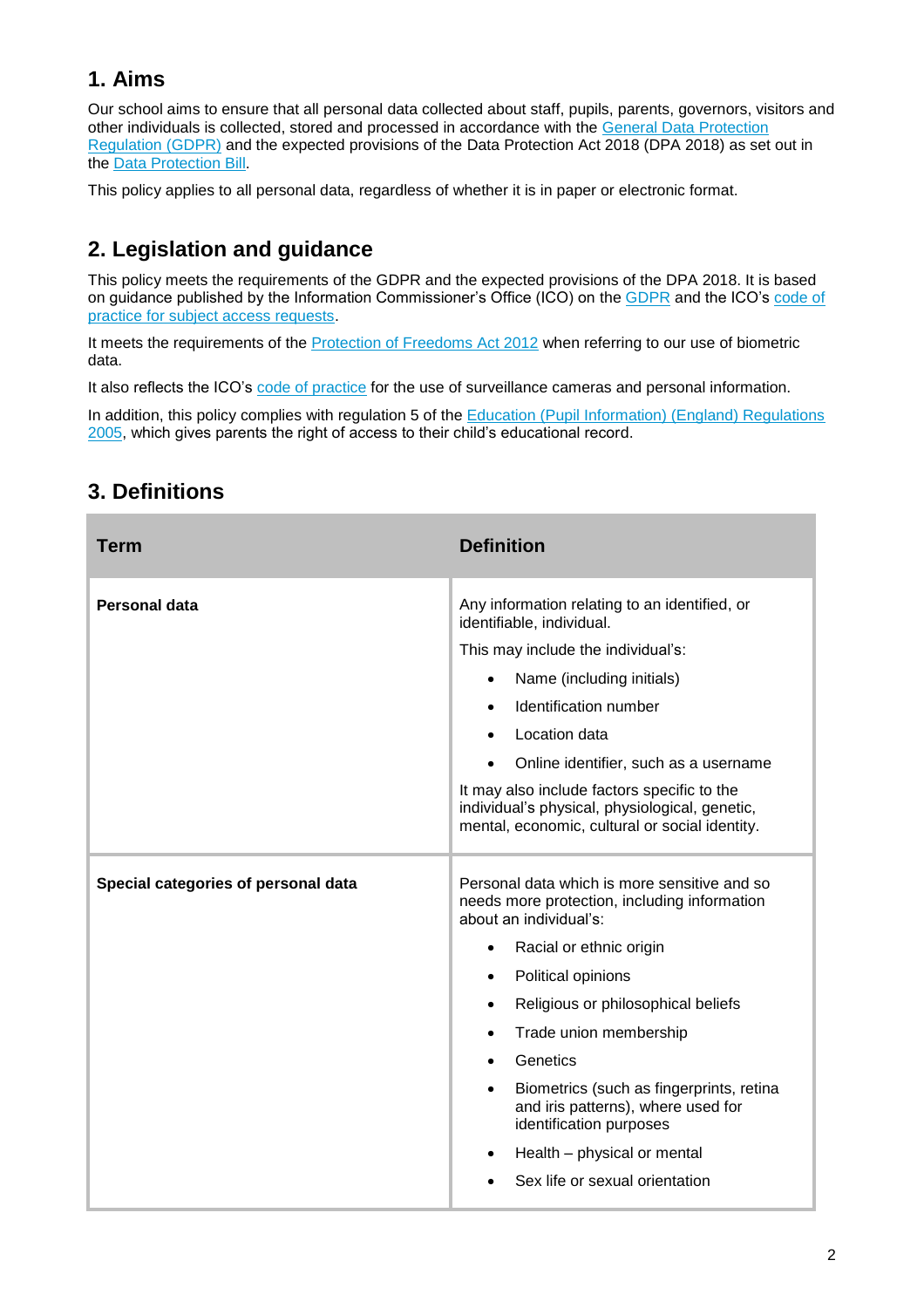## 1. Aims

Our school aims to ensure that all personal data collected about staff, pupils, parents, governors, visitors and other individuals is collected, stored and processed in accordance with the General Data Protection Regulation (GDPR) and the expected provisions of the Data Protection Act 2018 (DPA 2018) as set out in the Data Protection Bill.

This policy applies to all personal data, regardless of whether it is in paper or electronic format.

## 2. Legislation and guidance

This policy meets the requirements of the GDPR and the expected provisions of the DPA 2018. It is based on guidance published by the Information Commissioner's Office (ICO) on the GDPR and the ICO's code of practice for subject access requests.

It meets the requirements of the Protection of Freedoms Act 2012 when referring to our use of biometric data.

It also reflects the ICO's code of practice for the use of surveillance cameras and personal information.

In addition, this policy complies with regulation 5 of the Education (Pupil Information) (England) Regulations 2005, which gives parents the right of access to their child's educational record.

## 3. Definitions

| Term | Definition |
| --- | --- |
| **Personal data** | Any information relating to an identified, or identifiable, individual.<br>This may include the individual's:<br>• Name (including initials)<br>• Identification number<br>• Location data<br>• Online identifier, such as a username<br>It may also include factors specific to the individual's physical, physiological, genetic, mental, economic, cultural or social identity. |
| **Special categories of personal data** | Personal data which is more sensitive and so needs more protection, including information about an individual's:<br>• Racial or ethnic origin<br>• Political opinions<br>• Religious or philosophical beliefs<br>• Trade union membership<br>• Genetics<br>• Biometrics (such as fingerprints, retina and iris patterns), where used for identification purposes<br>• Health – physical or mental<br>• Sex life or sexual orientation |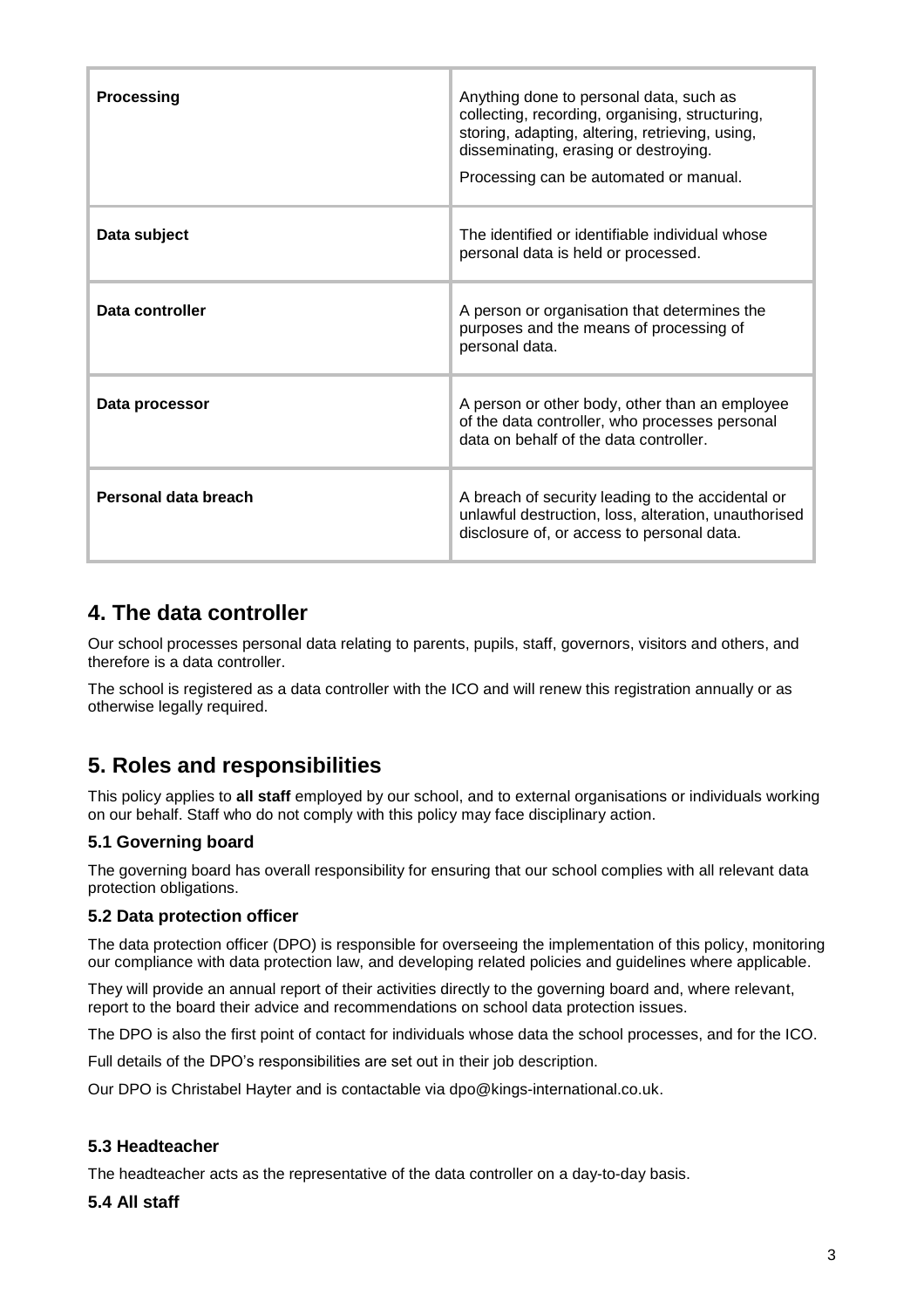| **Processing** | Anything done to personal data, such as collecting, recording, organising, structuring, storing, adapting, altering, retrieving, using, disseminating, erasing or destroying.<br><br>Processing can be automated or manual. |
| --- | --- |
| **Data subject** | The identified or identifiable individual whose personal data is held or processed. |
| **Data controller** | A person or organisation that determines the purposes and the means of processing of personal data. |
| **Data processor** | A person or other body, other than an employee of the data controller, who processes personal data on behalf of the data controller. |
| **Personal data breach** | A breach of security leading to the accidental or unlawful destruction, loss, alteration, unauthorised disclosure of, or access to personal data. |

## 4. The data controller

Our school processes personal data relating to parents, pupils, staff, governors, visitors and others, and therefore is a data controller.

The school is registered as a data controller with the ICO and will renew this registration annually or as otherwise legally required.

## 5. Roles and responsibilities

This policy applies to **all staff** employed by our school, and to external organisations or individuals working on our behalf. Staff who do not comply with this policy may face disciplinary action.

### 5.1 Governing board

The governing board has overall responsibility for ensuring that our school complies with all relevant data protection obligations.

### 5.2 Data protection officer

The data protection officer (DPO) is responsible for overseeing the implementation of this policy, monitoring our compliance with data protection law, and developing related policies and guidelines where applicable.

They will provide an annual report of their activities directly to the governing board and, where relevant, report to the board their advice and recommendations on school data protection issues.

The DPO is also the first point of contact for individuals whose data the school processes, and for the ICO.

Full details of the DPO's responsibilities are set out in their job description.

Our DPO is Christabel Hayter and is contactable via dpo@kings-international.co.uk.

### 5.3 Headteacher

The headteacher acts as the representative of the data controller on a day-to-day basis.

### 5.4 All staff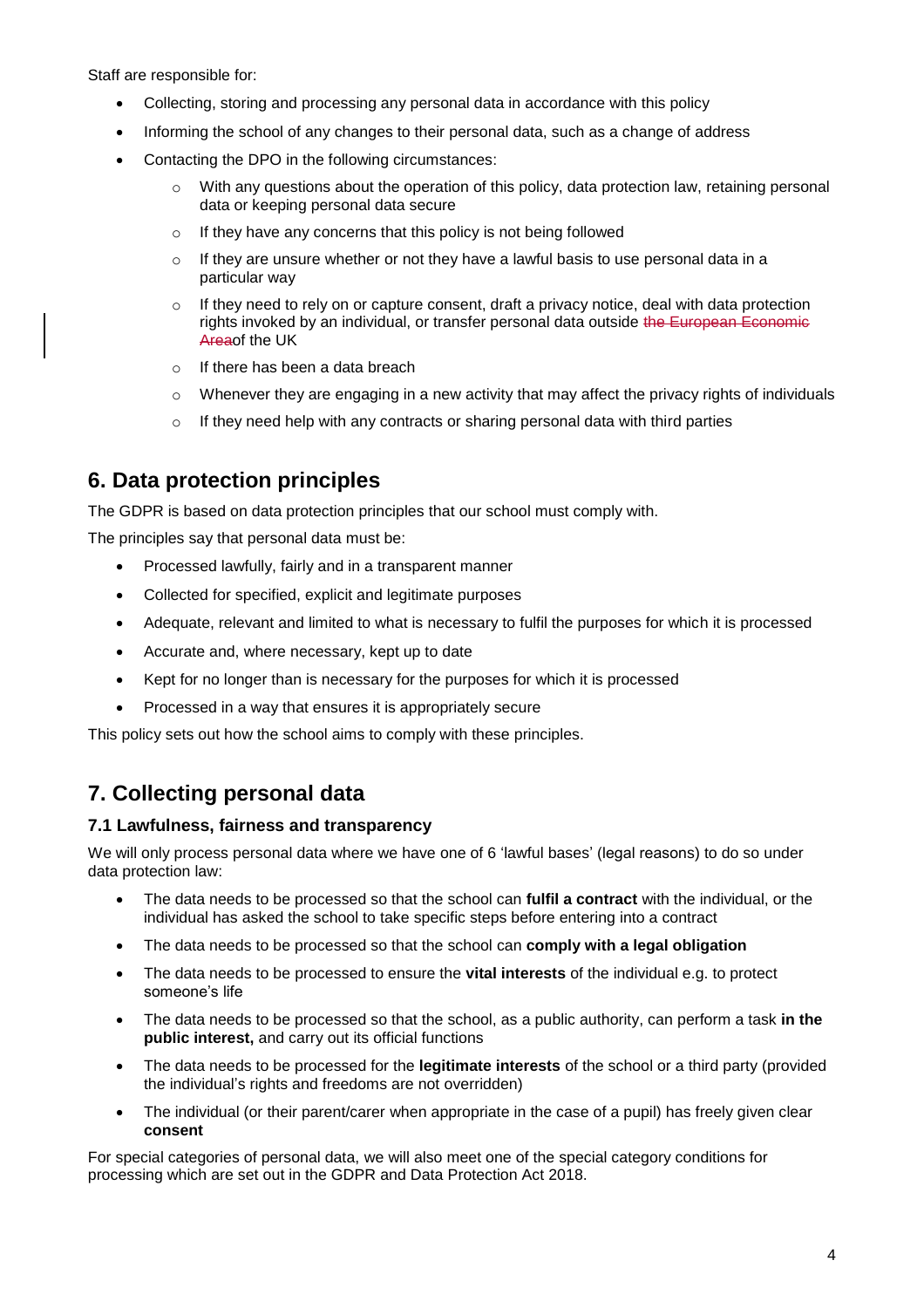Staff are responsible for:

- Collecting, storing and processing any personal data in accordance with this policy
- Informing the school of any changes to their personal data, such as a change of address
- Contacting the DPO in the following circumstances:
  - With any questions about the operation of this policy, data protection law, retaining personal data or keeping personal data secure
  - If they have any concerns that this policy is not being followed
  - If they are unsure whether or not they have a lawful basis to use personal data in a particular way
  - If they need to rely on or capture consent, draft a privacy notice, deal with data protection rights invoked by an individual, or transfer personal data outside ~~the European Economic Area~~of the UK
  - If there has been a data breach
  - Whenever they are engaging in a new activity that may affect the privacy rights of individuals
  - If they need help with any contracts or sharing personal data with third parties

## 6. Data protection principles

The GDPR is based on data protection principles that our school must comply with.

The principles say that personal data must be:

- Processed lawfully, fairly and in a transparent manner
- Collected for specified, explicit and legitimate purposes
- Adequate, relevant and limited to what is necessary to fulfil the purposes for which it is processed
- Accurate and, where necessary, kept up to date
- Kept for no longer than is necessary for the purposes for which it is processed
- Processed in a way that ensures it is appropriately secure

This policy sets out how the school aims to comply with these principles.

## 7. Collecting personal data

### 7.1 Lawfulness, fairness and transparency

We will only process personal data where we have one of 6 'lawful bases' (legal reasons) to do so under data protection law:

- The data needs to be processed so that the school can **fulfil a contract** with the individual, or the individual has asked the school to take specific steps before entering into a contract
- The data needs to be processed so that the school can **comply with a legal obligation**
- The data needs to be processed to ensure the **vital interests** of the individual e.g. to protect someone's life
- The data needs to be processed so that the school, as a public authority, can perform a task **in the public interest,** and carry out its official functions
- The data needs to be processed for the **legitimate interests** of the school or a third party (provided the individual's rights and freedoms are not overridden)
- The individual (or their parent/carer when appropriate in the case of a pupil) has freely given clear **consent**

For special categories of personal data, we will also meet one of the special category conditions for processing which are set out in the GDPR and Data Protection Act 2018.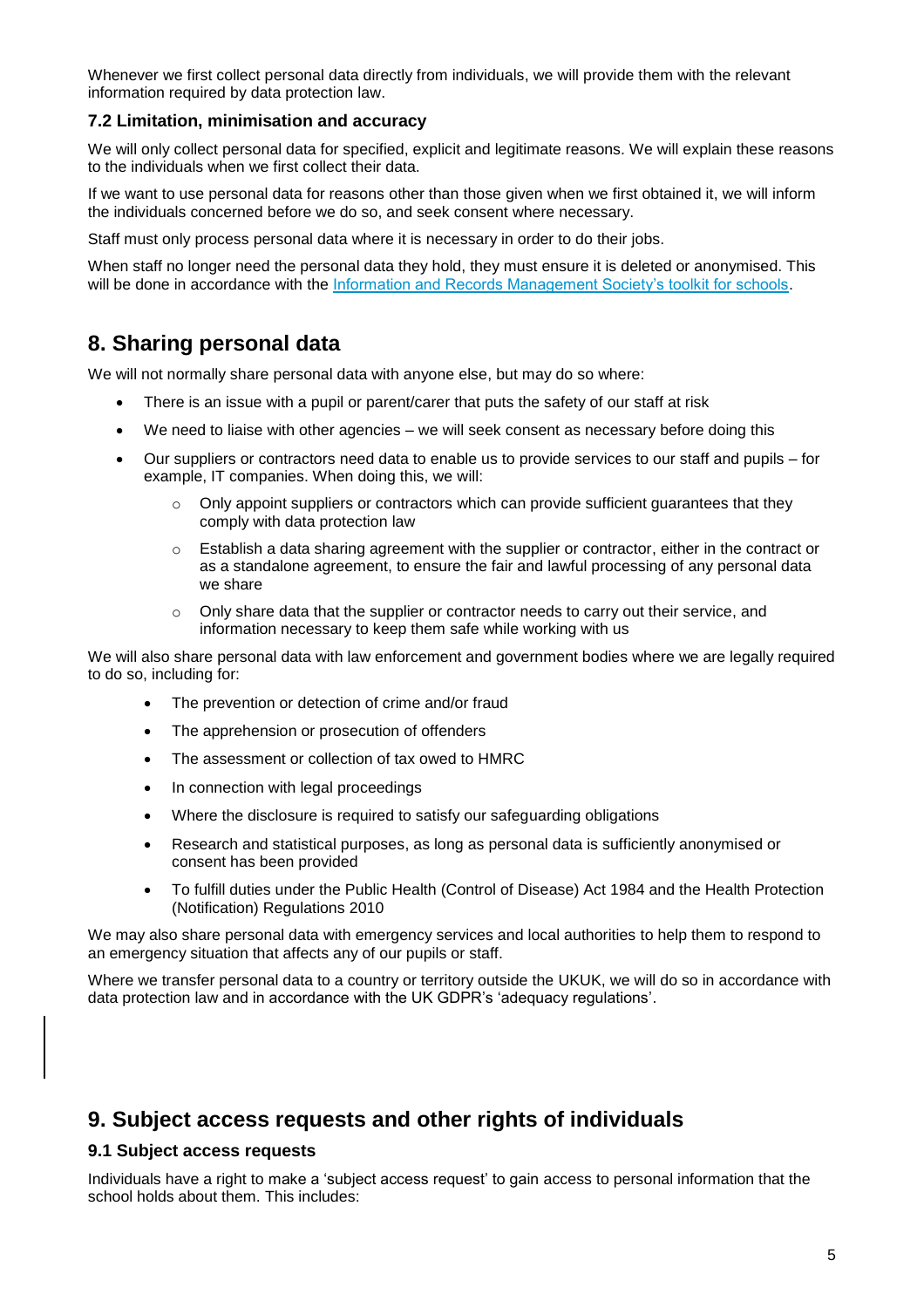Whenever we first collect personal data directly from individuals, we will provide them with the relevant information required by data protection law.

### 7.2 Limitation, minimisation and accuracy

We will only collect personal data for specified, explicit and legitimate reasons. We will explain these reasons to the individuals when we first collect their data.

If we want to use personal data for reasons other than those given when we first obtained it, we will inform the individuals concerned before we do so, and seek consent where necessary.

Staff must only process personal data where it is necessary in order to do their jobs.

When staff no longer need the personal data they hold, they must ensure it is deleted or anonymised. This will be done in accordance with the Information and Records Management Society's toolkit for schools.

## 8. Sharing personal data

We will not normally share personal data with anyone else, but may do so where:

- There is an issue with a pupil or parent/carer that puts the safety of our staff at risk
- We need to liaise with other agencies – we will seek consent as necessary before doing this
- Our suppliers or contractors need data to enable us to provide services to our staff and pupils – for example, IT companies. When doing this, we will:
  - Only appoint suppliers or contractors which can provide sufficient guarantees that they comply with data protection law
  - Establish a data sharing agreement with the supplier or contractor, either in the contract or as a standalone agreement, to ensure the fair and lawful processing of any personal data we share
  - Only share data that the supplier or contractor needs to carry out their service, and information necessary to keep them safe while working with us

We will also share personal data with law enforcement and government bodies where we are legally required to do so, including for:

- The prevention or detection of crime and/or fraud
- The apprehension or prosecution of offenders
- The assessment or collection of tax owed to HMRC
- In connection with legal proceedings
- Where the disclosure is required to satisfy our safeguarding obligations
- Research and statistical purposes, as long as personal data is sufficiently anonymised or consent has been provided
- To fulfill duties under the Public Health (Control of Disease) Act 1984 and the Health Protection (Notification) Regulations 2010

We may also share personal data with emergency services and local authorities to help them to respond to an emergency situation that affects any of our pupils or staff.

Where we transfer personal data to a country or territory outside the UKUK, we will do so in accordance with data protection law and in accordance with the UK GDPR's 'adequacy regulations'.

## 9. Subject access requests and other rights of individuals

### 9.1 Subject access requests

Individuals have a right to make a 'subject access request' to gain access to personal information that the school holds about them. This includes: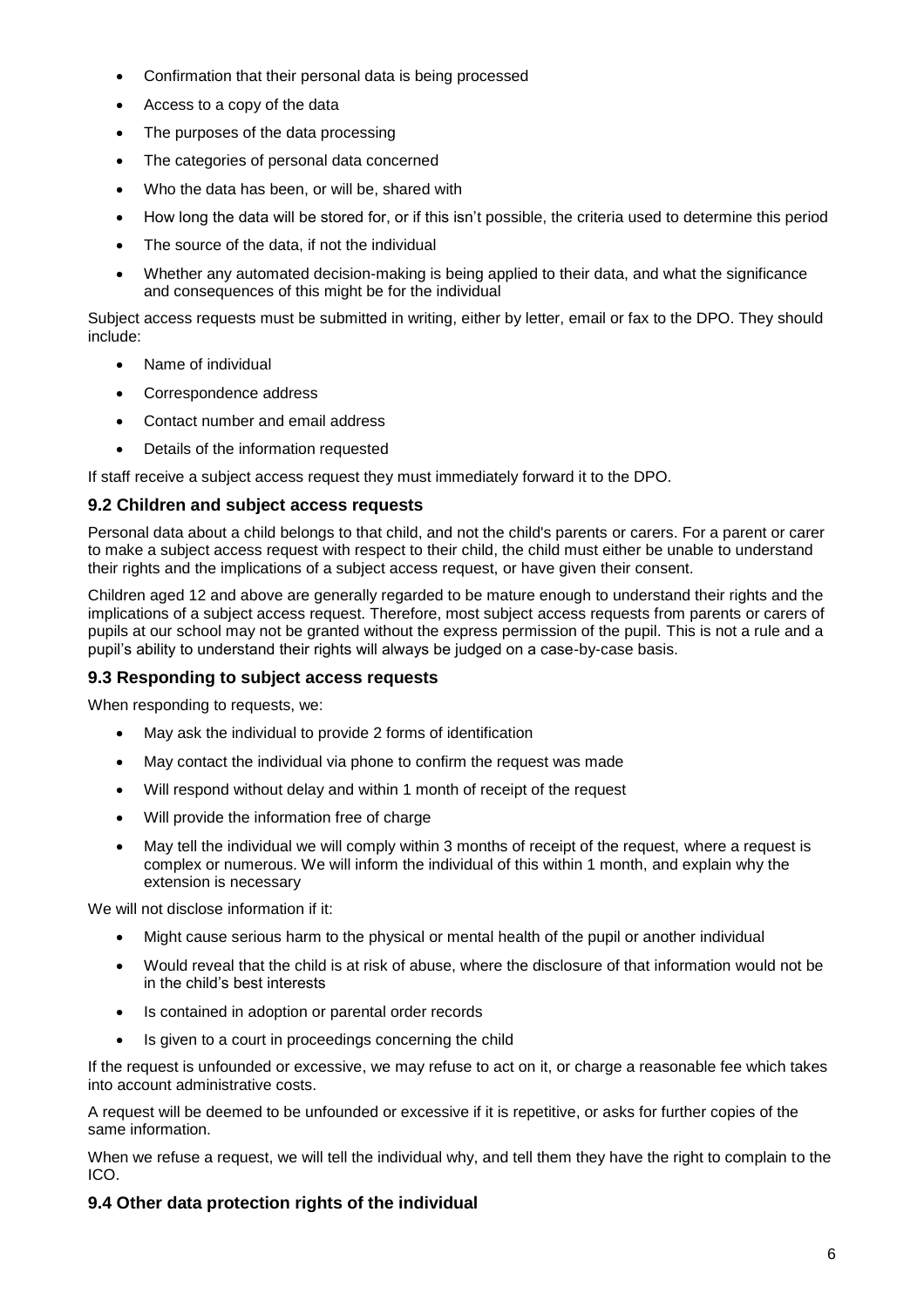- Confirmation that their personal data is being processed
- Access to a copy of the data
- The purposes of the data processing
- The categories of personal data concerned
- Who the data has been, or will be, shared with
- How long the data will be stored for, or if this isn't possible, the criteria used to determine this period
- The source of the data, if not the individual
- Whether any automated decision-making is being applied to their data, and what the significance and consequences of this might be for the individual

Subject access requests must be submitted in writing, either by letter, email or fax to the DPO. They should include:

- Name of individual
- Correspondence address
- Contact number and email address
- Details of the information requested

If staff receive a subject access request they must immediately forward it to the DPO.

### 9.2 Children and subject access requests

Personal data about a child belongs to that child, and not the child's parents or carers. For a parent or carer to make a subject access request with respect to their child, the child must either be unable to understand their rights and the implications of a subject access request, or have given their consent.

Children aged 12 and above are generally regarded to be mature enough to understand their rights and the implications of a subject access request. Therefore, most subject access requests from parents or carers of pupils at our school may not be granted without the express permission of the pupil. This is not a rule and a pupil's ability to understand their rights will always be judged on a case-by-case basis.

### 9.3 Responding to subject access requests

When responding to requests, we:

- May ask the individual to provide 2 forms of identification
- May contact the individual via phone to confirm the request was made
- Will respond without delay and within 1 month of receipt of the request
- Will provide the information free of charge
- May tell the individual we will comply within 3 months of receipt of the request, where a request is complex or numerous. We will inform the individual of this within 1 month, and explain why the extension is necessary

We will not disclose information if it:

- Might cause serious harm to the physical or mental health of the pupil or another individual
- Would reveal that the child is at risk of abuse, where the disclosure of that information would not be in the child's best interests
- Is contained in adoption or parental order records
- Is given to a court in proceedings concerning the child

If the request is unfounded or excessive, we may refuse to act on it, or charge a reasonable fee which takes into account administrative costs.

A request will be deemed to be unfounded or excessive if it is repetitive, or asks for further copies of the same information.

When we refuse a request, we will tell the individual why, and tell them they have the right to complain to the ICO.

### 9.4 Other data protection rights of the individual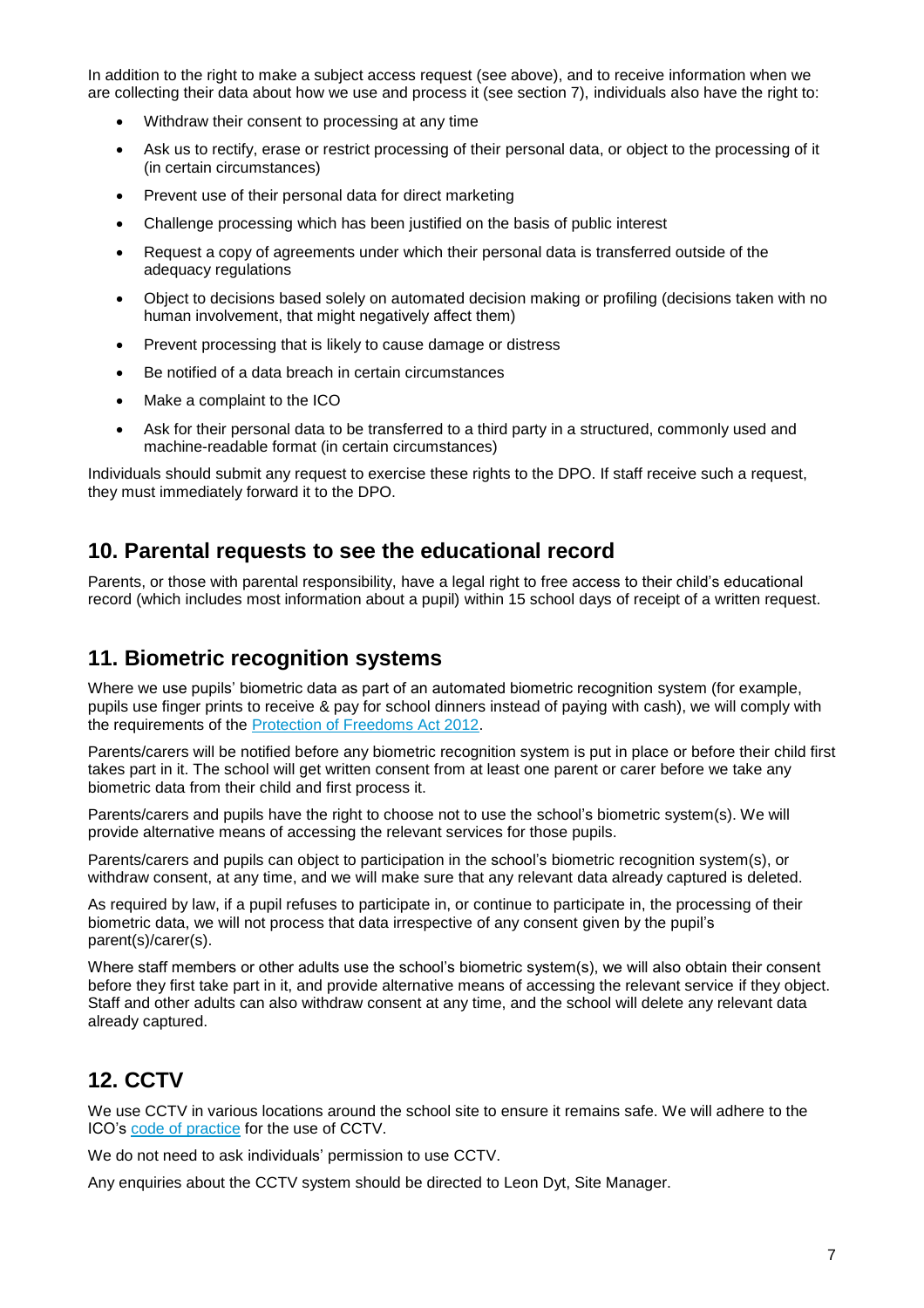In addition to the right to make a subject access request (see above), and to receive information when we are collecting their data about how we use and process it (see section 7), individuals also have the right to:

- Withdraw their consent to processing at any time
- Ask us to rectify, erase or restrict processing of their personal data, or object to the processing of it (in certain circumstances)
- Prevent use of their personal data for direct marketing
- Challenge processing which has been justified on the basis of public interest
- Request a copy of agreements under which their personal data is transferred outside of the adequacy regulations
- Object to decisions based solely on automated decision making or profiling (decisions taken with no human involvement, that might negatively affect them)
- Prevent processing that is likely to cause damage or distress
- Be notified of a data breach in certain circumstances
- Make a complaint to the ICO
- Ask for their personal data to be transferred to a third party in a structured, commonly used and machine-readable format (in certain circumstances)

Individuals should submit any request to exercise these rights to the DPO. If staff receive such a request, they must immediately forward it to the DPO.

## 10. Parental requests to see the educational record

Parents, or those with parental responsibility, have a legal right to free access to their child's educational record (which includes most information about a pupil) within 15 school days of receipt of a written request.

## 11. Biometric recognition systems

Where we use pupils' biometric data as part of an automated biometric recognition system (for example, pupils use finger prints to receive & pay for school dinners instead of paying with cash), we will comply with the requirements of the [Protection of Freedoms Act 2012](#).

Parents/carers will be notified before any biometric recognition system is put in place or before their child first takes part in it. The school will get written consent from at least one parent or carer before we take any biometric data from their child and first process it.

Parents/carers and pupils have the right to choose not to use the school's biometric system(s). We will provide alternative means of accessing the relevant services for those pupils.

Parents/carers and pupils can object to participation in the school's biometric recognition system(s), or withdraw consent, at any time, and we will make sure that any relevant data already captured is deleted.

As required by law, if a pupil refuses to participate in, or continue to participate in, the processing of their biometric data, we will not process that data irrespective of any consent given by the pupil's parent(s)/carer(s).

Where staff members or other adults use the school's biometric system(s), we will also obtain their consent before they first take part in it, and provide alternative means of accessing the relevant service if they object. Staff and other adults can also withdraw consent at any time, and the school will delete any relevant data already captured.

## 12. CCTV

We use CCTV in various locations around the school site to ensure it remains safe. We will adhere to the ICO's [code of practice](#) for the use of CCTV.

We do not need to ask individuals' permission to use CCTV.

Any enquiries about the CCTV system should be directed to Leon Dyt, Site Manager.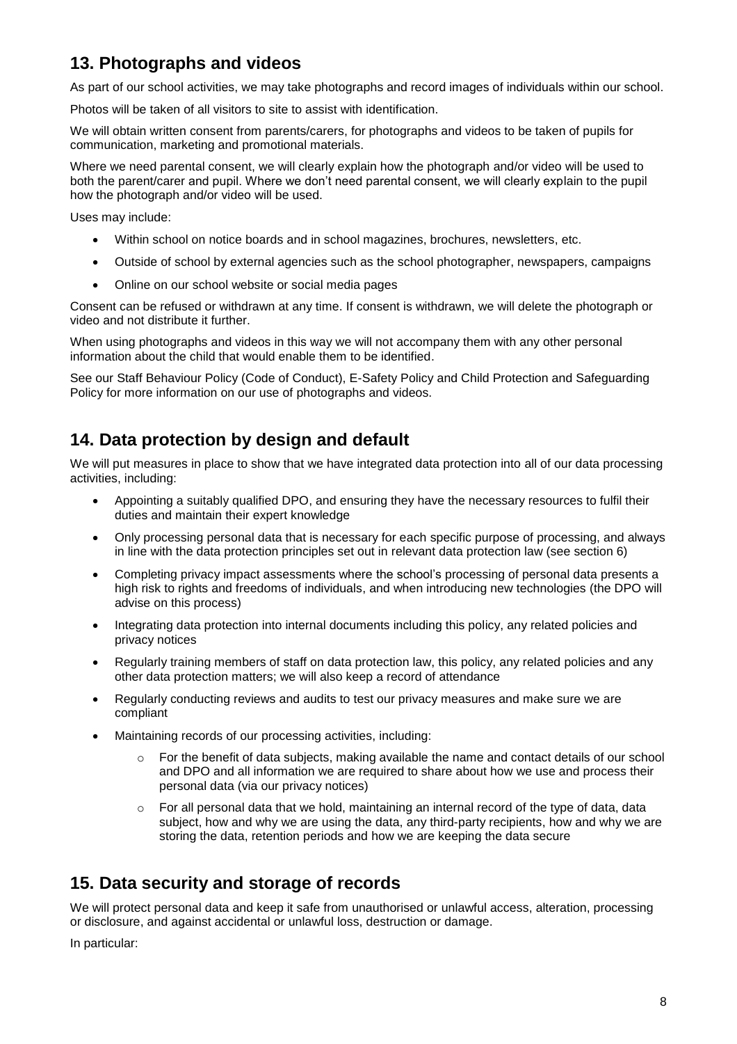## 13. Photographs and videos

As part of our school activities, we may take photographs and record images of individuals within our school.

Photos will be taken of all visitors to site to assist with identification.

We will obtain written consent from parents/carers, for photographs and videos to be taken of pupils for communication, marketing and promotional materials.

Where we need parental consent, we will clearly explain how the photograph and/or video will be used to both the parent/carer and pupil. Where we don't need parental consent, we will clearly explain to the pupil how the photograph and/or video will be used.

Uses may include:

- Within school on notice boards and in school magazines, brochures, newsletters, etc.
- Outside of school by external agencies such as the school photographer, newspapers, campaigns
- Online on our school website or social media pages

Consent can be refused or withdrawn at any time. If consent is withdrawn, we will delete the photograph or video and not distribute it further.

When using photographs and videos in this way we will not accompany them with any other personal information about the child that would enable them to be identified.

See our Staff Behaviour Policy (Code of Conduct), E-Safety Policy and Child Protection and Safeguarding Policy for more information on our use of photographs and videos.

## 14. Data protection by design and default

We will put measures in place to show that we have integrated data protection into all of our data processing activities, including:

- Appointing a suitably qualified DPO, and ensuring they have the necessary resources to fulfil their duties and maintain their expert knowledge
- Only processing personal data that is necessary for each specific purpose of processing, and always in line with the data protection principles set out in relevant data protection law (see section 6)
- Completing privacy impact assessments where the school's processing of personal data presents a high risk to rights and freedoms of individuals, and when introducing new technologies (the DPO will advise on this process)
- Integrating data protection into internal documents including this policy, any related policies and privacy notices
- Regularly training members of staff on data protection law, this policy, any related policies and any other data protection matters; we will also keep a record of attendance
- Regularly conducting reviews and audits to test our privacy measures and make sure we are compliant
- Maintaining records of our processing activities, including:
    - For the benefit of data subjects, making available the name and contact details of our school and DPO and all information we are required to share about how we use and process their personal data (via our privacy notices)
    - For all personal data that we hold, maintaining an internal record of the type of data, data subject, how and why we are using the data, any third-party recipients, how and why we are storing the data, retention periods and how we are keeping the data secure

## 15. Data security and storage of records

We will protect personal data and keep it safe from unauthorised or unlawful access, alteration, processing or disclosure, and against accidental or unlawful loss, destruction or damage.

In particular: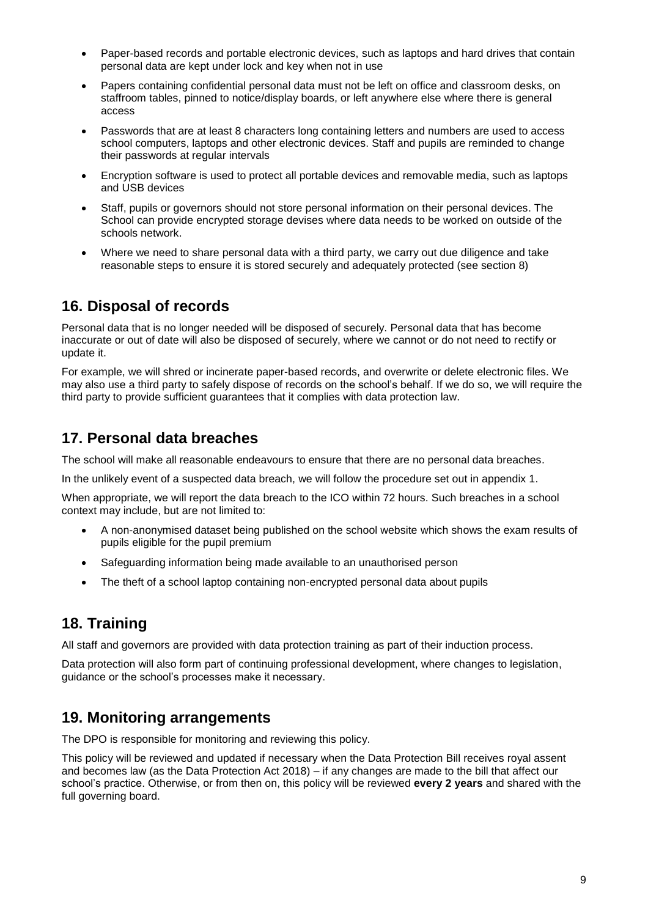- Paper-based records and portable electronic devices, such as laptops and hard drives that contain personal data are kept under lock and key when not in use
- Papers containing confidential personal data must not be left on office and classroom desks, on staffroom tables, pinned to notice/display boards, or left anywhere else where there is general access
- Passwords that are at least 8 characters long containing letters and numbers are used to access school computers, laptops and other electronic devices. Staff and pupils are reminded to change their passwords at regular intervals
- Encryption software is used to protect all portable devices and removable media, such as laptops and USB devices
- Staff, pupils or governors should not store personal information on their personal devices. The School can provide encrypted storage devises where data needs to be worked on outside of the schools network.
- Where we need to share personal data with a third party, we carry out due diligence and take reasonable steps to ensure it is stored securely and adequately protected (see section 8)

## 16. Disposal of records

Personal data that is no longer needed will be disposed of securely. Personal data that has become inaccurate or out of date will also be disposed of securely, where we cannot or do not need to rectify or update it.

For example, we will shred or incinerate paper-based records, and overwrite or delete electronic files. We may also use a third party to safely dispose of records on the school's behalf. If we do so, we will require the third party to provide sufficient guarantees that it complies with data protection law.

## 17. Personal data breaches

The school will make all reasonable endeavours to ensure that there are no personal data breaches.

In the unlikely event of a suspected data breach, we will follow the procedure set out in appendix 1.

When appropriate, we will report the data breach to the ICO within 72 hours. Such breaches in a school context may include, but are not limited to:

- A non-anonymised dataset being published on the school website which shows the exam results of pupils eligible for the pupil premium
- Safeguarding information being made available to an unauthorised person
- The theft of a school laptop containing non-encrypted personal data about pupils

## 18. Training

All staff and governors are provided with data protection training as part of their induction process.

Data protection will also form part of continuing professional development, where changes to legislation, guidance or the school's processes make it necessary.

## 19. Monitoring arrangements

The DPO is responsible for monitoring and reviewing this policy.

This policy will be reviewed and updated if necessary when the Data Protection Bill receives royal assent and becomes law (as the Data Protection Act 2018) – if any changes are made to the bill that affect our school's practice. Otherwise, or from then on, this policy will be reviewed **every 2 years** and shared with the full governing board.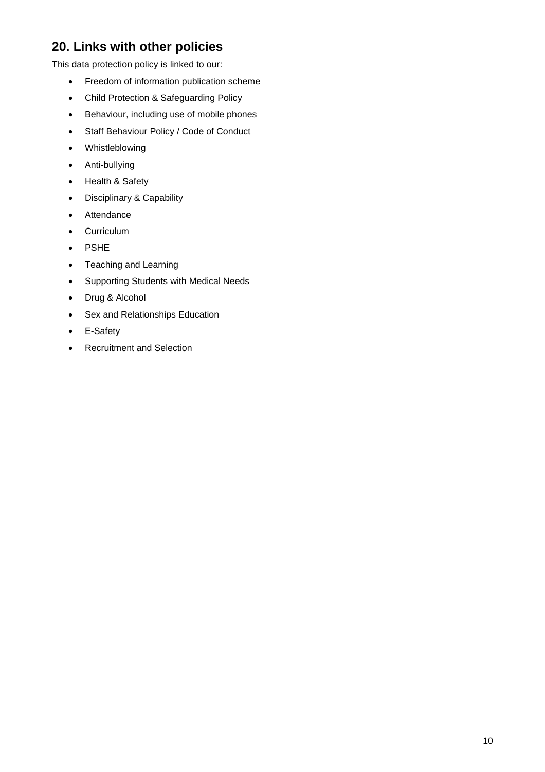## 20. Links with other policies

This data protection policy is linked to our:

- Freedom of information publication scheme
- Child Protection & Safeguarding Policy
- Behaviour, including use of mobile phones
- Staff Behaviour Policy / Code of Conduct
- Whistleblowing
- Anti-bullying
- Health & Safety
- Disciplinary & Capability
- Attendance
- Curriculum
- PSHE
- Teaching and Learning
- Supporting Students with Medical Needs
- Drug & Alcohol
- Sex and Relationships Education
- E-Safety
- Recruitment and Selection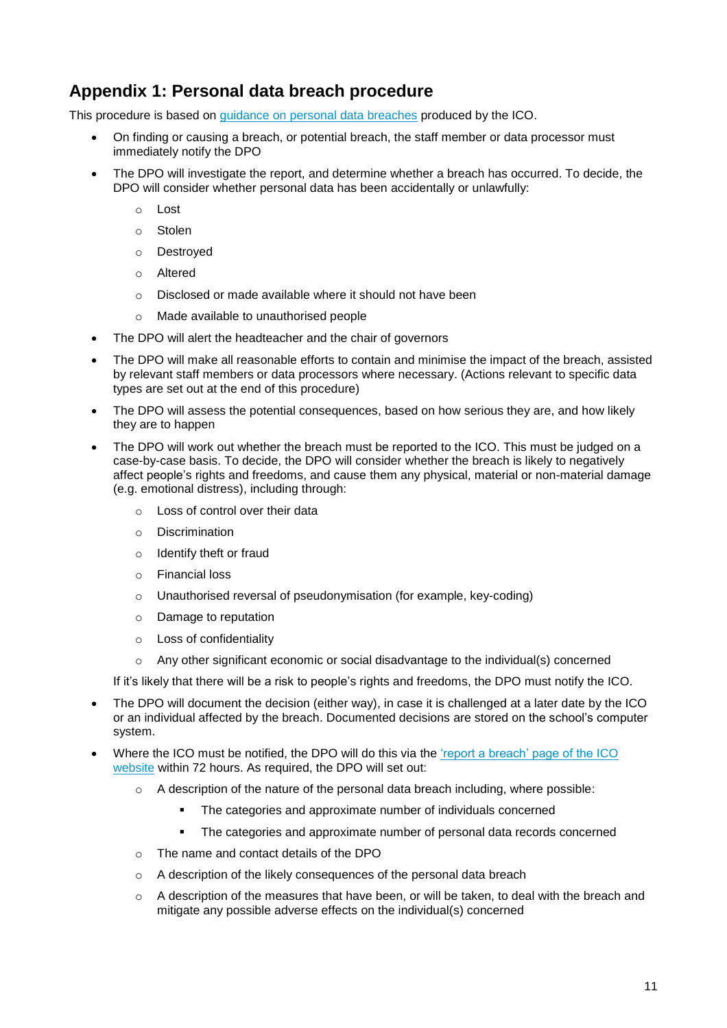## Appendix 1: Personal data breach procedure

This procedure is based on [guidance on personal data breaches](#) produced by the ICO.

- On finding or causing a breach, or potential breach, the staff member or data processor must immediately notify the DPO
- The DPO will investigate the report, and determine whether a breach has occurred. To decide, the DPO will consider whether personal data has been accidentally or unlawfully:
  - Lost
  - Stolen
  - Destroyed
  - Altered
  - Disclosed or made available where it should not have been
  - Made available to unauthorised people
- The DPO will alert the headteacher and the chair of governors
- The DPO will make all reasonable efforts to contain and minimise the impact of the breach, assisted by relevant staff members or data processors where necessary. (Actions relevant to specific data types are set out at the end of this procedure)
- The DPO will assess the potential consequences, based on how serious they are, and how likely they are to happen
- The DPO will work out whether the breach must be reported to the ICO. This must be judged on a case-by-case basis. To decide, the DPO will consider whether the breach is likely to negatively affect people's rights and freedoms, and cause them any physical, material or non-material damage (e.g. emotional distress), including through:
  - Loss of control over their data
  - Discrimination
  - Identify theft or fraud
  - Financial loss
  - Unauthorised reversal of pseudonymisation (for example, key-coding)
  - Damage to reputation
  - Loss of confidentiality
  - Any other significant economic or social disadvantage to the individual(s) concerned

  If it's likely that there will be a risk to people's rights and freedoms, the DPO must notify the ICO.
- The DPO will document the decision (either way), in case it is challenged at a later date by the ICO or an individual affected by the breach. Documented decisions are stored on the school's computer system.
- Where the ICO must be notified, the DPO will do this via the ['report a breach' page of the ICO website](#) within 72 hours. As required, the DPO will set out:
  - A description of the nature of the personal data breach including, where possible:
    - The categories and approximate number of individuals concerned
    - The categories and approximate number of personal data records concerned
  - The name and contact details of the DPO
  - A description of the likely consequences of the personal data breach
  - A description of the measures that have been, or will be taken, to deal with the breach and mitigate any possible adverse effects on the individual(s) concerned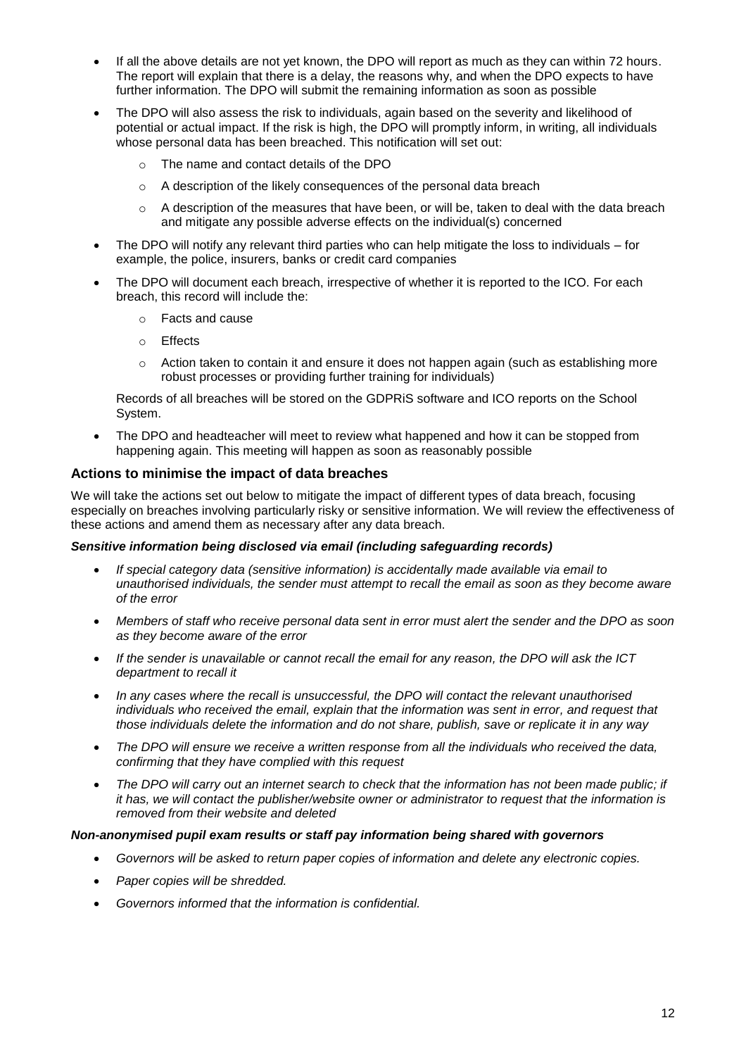- If all the above details are not yet known, the DPO will report as much as they can within 72 hours. The report will explain that there is a delay, the reasons why, and when the DPO expects to have further information. The DPO will submit the remaining information as soon as possible
- The DPO will also assess the risk to individuals, again based on the severity and likelihood of potential or actual impact. If the risk is high, the DPO will promptly inform, in writing, all individuals whose personal data has been breached. This notification will set out:
  - The name and contact details of the DPO
  - A description of the likely consequences of the personal data breach
  - A description of the measures that have been, or will be, taken to deal with the data breach and mitigate any possible adverse effects on the individual(s) concerned
- The DPO will notify any relevant third parties who can help mitigate the loss to individuals – for example, the police, insurers, banks or credit card companies
- The DPO will document each breach, irrespective of whether it is reported to the ICO. For each breach, this record will include the:
  - Facts and cause
  - Effects
  - Action taken to contain it and ensure it does not happen again (such as establishing more robust processes or providing further training for individuals)

  Records of all breaches will be stored on the GDPRiS software and ICO reports on the School System.
- The DPO and headteacher will meet to review what happened and how it can be stopped from happening again. This meeting will happen as soon as reasonably possible

### Actions to minimise the impact of data breaches

We will take the actions set out below to mitigate the impact of different types of data breach, focusing especially on breaches involving particularly risky or sensitive information. We will review the effectiveness of these actions and amend them as necessary after any data breach.

#### *Sensitive information being disclosed via email (including safeguarding records)*

- *If special category data (sensitive information) is accidentally made available via email to unauthorised individuals, the sender must attempt to recall the email as soon as they become aware of the error*
- *Members of staff who receive personal data sent in error must alert the sender and the DPO as soon as they become aware of the error*
- *If the sender is unavailable or cannot recall the email for any reason, the DPO will ask the ICT department to recall it*
- *In any cases where the recall is unsuccessful, the DPO will contact the relevant unauthorised individuals who received the email, explain that the information was sent in error, and request that those individuals delete the information and do not share, publish, save or replicate it in any way*
- *The DPO will ensure we receive a written response from all the individuals who received the data, confirming that they have complied with this request*
- *The DPO will carry out an internet search to check that the information has not been made public; if it has, we will contact the publisher/website owner or administrator to request that the information is removed from their website and deleted*

#### *Non-anonymised pupil exam results or staff pay information being shared with governors*

- *Governors will be asked to return paper copies of information and delete any electronic copies.*
- *Paper copies will be shredded.*
- *Governors informed that the information is confidential.*